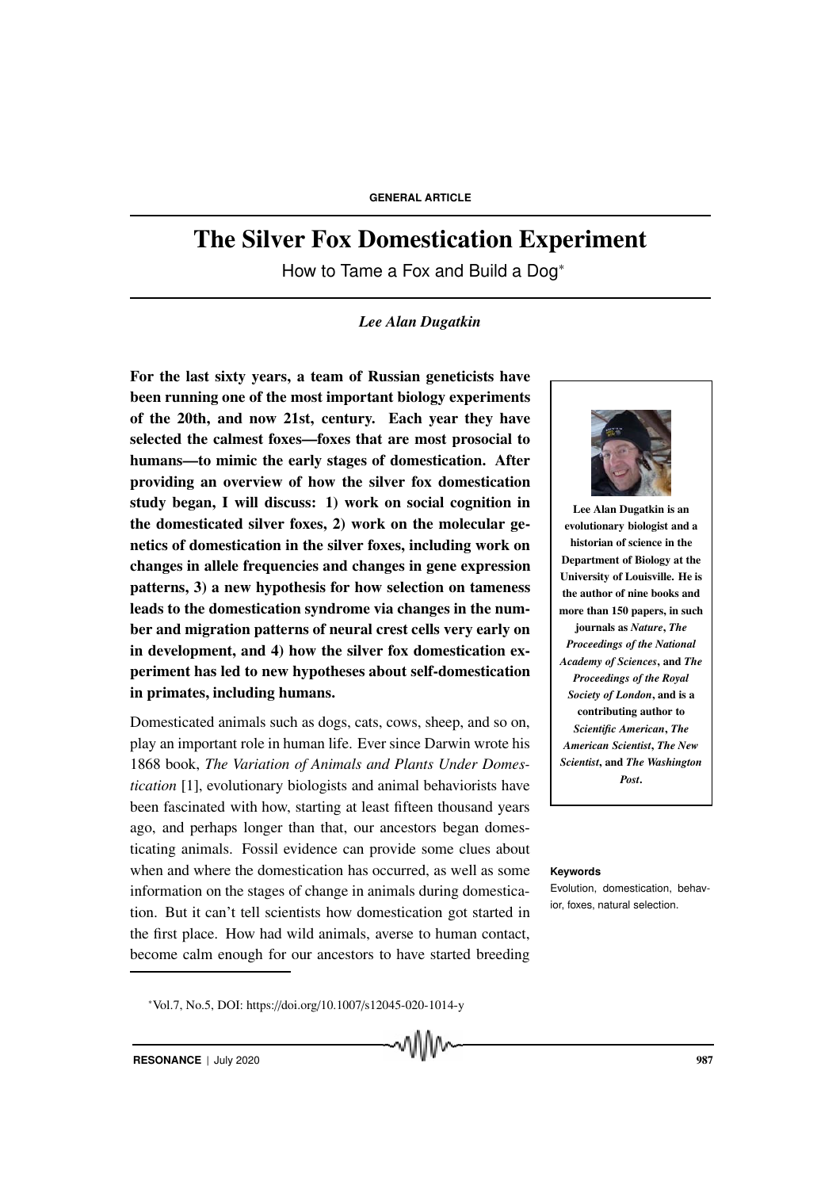# The Silver Fox Domestication Experiment

How to Tame a Fox and Build a Dog*

*Lee Alan Dugatkin*

**For the last sixty years, a team of Russian geneticists have been running one of the most important biology experiments of the 20th, and now 21st, century. Each year they have selected the calmest foxes—foxes that are most prosocial to humans—to mimic the early stages of domestication. After providing an overview of how the silver fox domestication study began, I will discuss: 1) work on social cognition in the domesticated silver foxes, 2) work on the molecular genetics of domestication in the silver foxes, including work on changes in allele frequencies and changes in gene expression patterns, 3) a new hypothesis for how selection on tameness leads to the domestication syndrome via changes in the number and migration patterns of neural crest cells very early on in development, and 4) how the silver fox domestication experiment has led to new hypotheses about self-domestication in primates, including humans.**

**Lee Alan Dugatkin is an evolutionary biologist and a historian of science in the Department of Biology at the University of Louisville. He is the author of nine books and more than 150 papers, in such journals as *Nature*, *The Proceedings of the National Academy of Sciences*, and *The Proceedings of the Royal Society of London*, and is a contributing author to *Scientific American*, *The American Scientist*, *The New Scientist*, and *The Washington Post*.**

**Keywords**

Evolution, domestication, behavior, foxes, natural selection.

Domesticated animals such as dogs, cats, cows, sheep, and so on, play an important role in human life. Ever since Darwin wrote his 1868 book, *The Variation of Animals and Plants Under Domestication* [1], evolutionary biologists and animal behaviorists have been fascinated with how, starting at least fifteen thousand years ago, and perhaps longer than that, our ancestors began domesticating animals. Fossil evidence can provide some clues about when and where the domestication has occurred, as well as some information on the stages of change in animals during domestication. But it can't tell scientists how domestication got started in the first place. How had wild animals, averse to human contact, become calm enough for our ancestors to have started breeding

*Vol.7, No.5, DOI: https://doi.org/10.1007/s12045-020-1014-y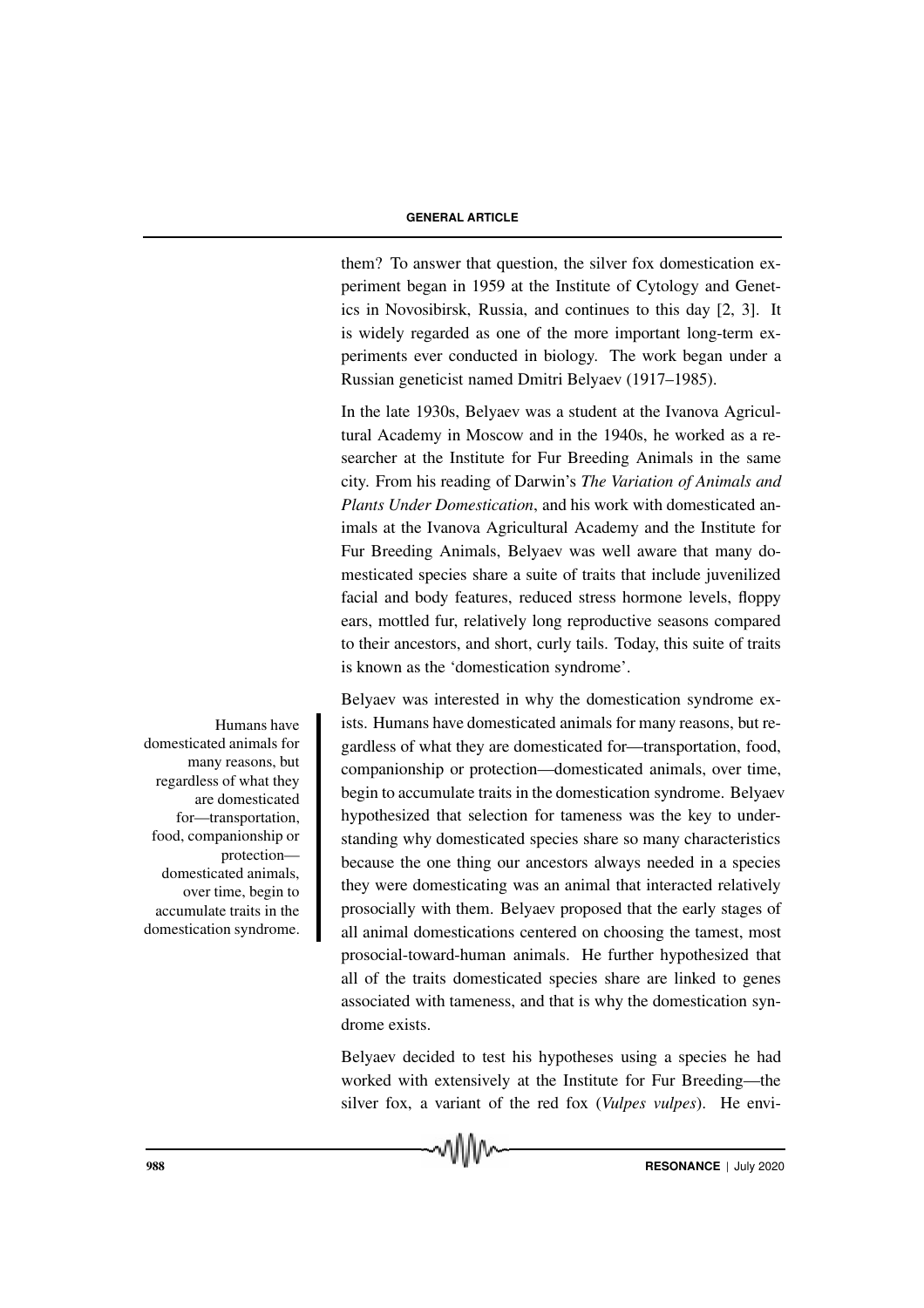them? To answer that question, the silver fox domestication experiment began in 1959 at the Institute of Cytology and Genetics in Novosibirsk, Russia, and continues to this day [2, 3]. It is widely regarded as one of the more important long-term experiments ever conducted in biology. The work began under a Russian geneticist named Dmitri Belyaev (1917–1985).

In the late 1930s, Belyaev was a student at the Ivanova Agricultural Academy in Moscow and in the 1940s, he worked as a researcher at the Institute for Fur Breeding Animals in the same city. From his reading of Darwin's *The Variation of Animals and Plants Under Domestication*, and his work with domesticated animals at the Ivanova Agricultural Academy and the Institute for Fur Breeding Animals, Belyaev was well aware that many domesticated species share a suite of traits that include juvenilized facial and body features, reduced stress hormone levels, floppy ears, mottled fur, relatively long reproductive seasons compared to their ancestors, and short, curly tails. Today, this suite of traits is known as the 'domestication syndrome'.

Belyaev was interested in why the domestication syndrome exists. Humans have domesticated animals for many reasons, but regardless of what they are domesticated for—transportation, food, companionship or protection—domesticated animals, over time, begin to accumulate traits in the domestication syndrome. Belyaev hypothesized that selection for tameness was the key to understanding why domesticated species share so many characteristics because the one thing our ancestors always needed in a species they were domesticating was an animal that interacted relatively prosocially with them. Belyaev proposed that the early stages of all animal domestications centered on choosing the tamest, most prosocial-toward-human animals. He further hypothesized that all of the traits domesticated species share are linked to genes associated with tameness, and that is why the domestication syndrome exists.

> Humans have domesticated animals for many reasons, but regardless of what they are domesticated for—transportation, food, companionship or protection—domesticated animals, over time, begin to accumulate traits in the domestication syndrome.

Belyaev decided to test his hypotheses using a species he had worked with extensively at the Institute for Fur Breeding—the silver fox, a variant of the red fox (*Vulpes vulpes*). He envi-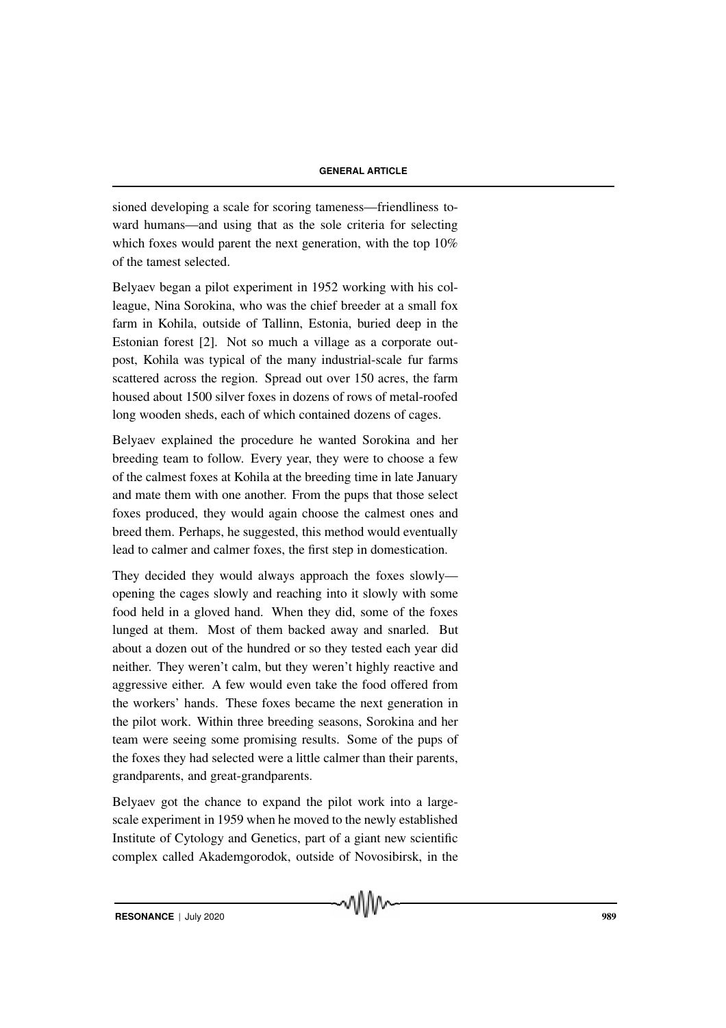sioned developing a scale for scoring tameness—friendliness toward humans—and using that as the sole criteria for selecting which foxes would parent the next generation, with the top 10% of the tamest selected.

Belyaev began a pilot experiment in 1952 working with his colleague, Nina Sorokina, who was the chief breeder at a small fox farm in Kohila, outside of Tallinn, Estonia, buried deep in the Estonian forest [2]. Not so much a village as a corporate outpost, Kohila was typical of the many industrial-scale fur farms scattered across the region. Spread out over 150 acres, the farm housed about 1500 silver foxes in dozens of rows of metal-roofed long wooden sheds, each of which contained dozens of cages.

Belyaev explained the procedure he wanted Sorokina and her breeding team to follow. Every year, they were to choose a few of the calmest foxes at Kohila at the breeding time in late January and mate them with one another. From the pups that those select foxes produced, they would again choose the calmest ones and breed them. Perhaps, he suggested, this method would eventually lead to calmer and calmer foxes, the first step in domestication.

They decided they would always approach the foxes slowly—opening the cages slowly and reaching into it slowly with some food held in a gloved hand. When they did, some of the foxes lunged at them. Most of them backed away and snarled. But about a dozen out of the hundred or so they tested each year did neither. They weren't calm, but they weren't highly reactive and aggressive either. A few would even take the food offered from the workers' hands. These foxes became the next generation in the pilot work. Within three breeding seasons, Sorokina and her team were seeing some promising results. Some of the pups of the foxes they had selected were a little calmer than their parents, grandparents, and great-grandparents.

Belyaev got the chance to expand the pilot work into a large-scale experiment in 1959 when he moved to the newly established Institute of Cytology and Genetics, part of a giant new scientific complex called Akademgorodok, outside of Novosibirsk, in the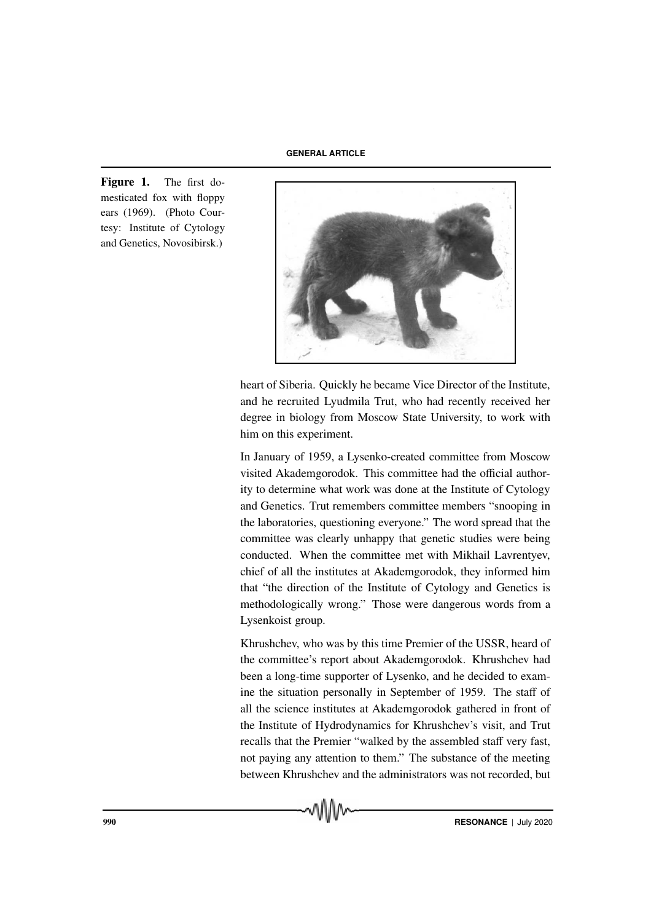Figure 1. The first domesticated fox with floppy ears (1969). (Photo Courtesy: Institute of Cytology and Genetics, Novosibirsk.)

heart of Siberia. Quickly he became Vice Director of the Institute, and he recruited Lyudmila Trut, who had recently received her degree in biology from Moscow State University, to work with him on this experiment.

In January of 1959, a Lysenko-created committee from Moscow visited Akademgorodok. This committee had the official authority to determine what work was done at the Institute of Cytology and Genetics. Trut remembers committee members "snooping in the laboratories, questioning everyone." The word spread that the committee was clearly unhappy that genetic studies were being conducted. When the committee met with Mikhail Lavrentyev, chief of all the institutes at Akademgorodok, they informed him that "the direction of the Institute of Cytology and Genetics is methodologically wrong." Those were dangerous words from a Lysenkoist group.

Khrushchev, who was by this time Premier of the USSR, heard of the committee's report about Akademgorodok. Khrushchev had been a long-time supporter of Lysenko, and he decided to examine the situation personally in September of 1959. The staff of all the science institutes at Akademgorodok gathered in front of the Institute of Hydrodynamics for Khrushchev's visit, and Trut recalls that the Premier "walked by the assembled staff very fast, not paying any attention to them." The substance of the meeting between Khrushchev and the administrators was not recorded, but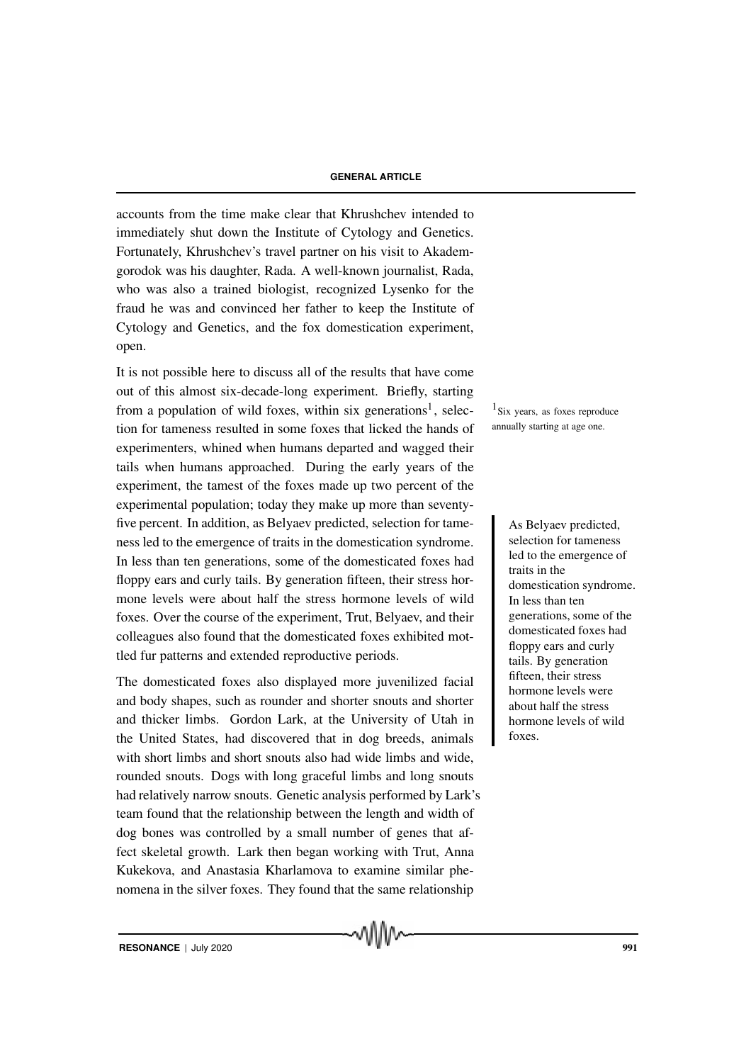accounts from the time make clear that Khrushchev intended to immediately shut down the Institute of Cytology and Genetics. Fortunately, Khrushchev's travel partner on his visit to Akademgorodok was his daughter, Rada. A well-known journalist, Rada, who was also a trained biologist, recognized Lysenko for the fraud he was and convinced her father to keep the Institute of Cytology and Genetics, and the fox domestication experiment, open.

It is not possible here to discuss all of the results that have come out of this almost six-decade-long experiment. Briefly, starting from a population of wild foxes, within six generations[1], selection for tameness resulted in some foxes that licked the hands of experimenters, whined when humans departed and wagged their tails when humans approached. During the early years of the experiment, the tamest of the foxes made up two percent of the experimental population; today they make up more than seventy-five percent. In addition, as Belyaev predicted, selection for tameness led to the emergence of traits in the domestication syndrome. In less than ten generations, some of the domesticated foxes had floppy ears and curly tails. By generation fifteen, their stress hormone levels were about half the stress hormone levels of wild foxes. Over the course of the experiment, Trut, Belyaev, and their colleagues also found that the domesticated foxes exhibited mottled fur patterns and extended reproductive periods.

[1] Six years, as foxes reproduce annually starting at age one.

> As Belyaev predicted, selection for tameness led to the emergence of traits in the domestication syndrome. In less than ten generations, some of the domesticated foxes had floppy ears and curly tails. By generation fifteen, their stress hormone levels were about half the stress hormone levels of wild foxes.

The domesticated foxes also displayed more juvenilized facial and body shapes, such as rounder and shorter snouts and shorter and thicker limbs. Gordon Lark, at the University of Utah in the United States, had discovered that in dog breeds, animals with short limbs and short snouts also had wide limbs and wide, rounded snouts. Dogs with long graceful limbs and long snouts had relatively narrow snouts. Genetic analysis performed by Lark's team found that the relationship between the length and width of dog bones was controlled by a small number of genes that affect skeletal growth. Lark then began working with Trut, Anna Kukekova, and Anastasia Kharlamova to examine similar phenomena in the silver foxes. They found that the same relationship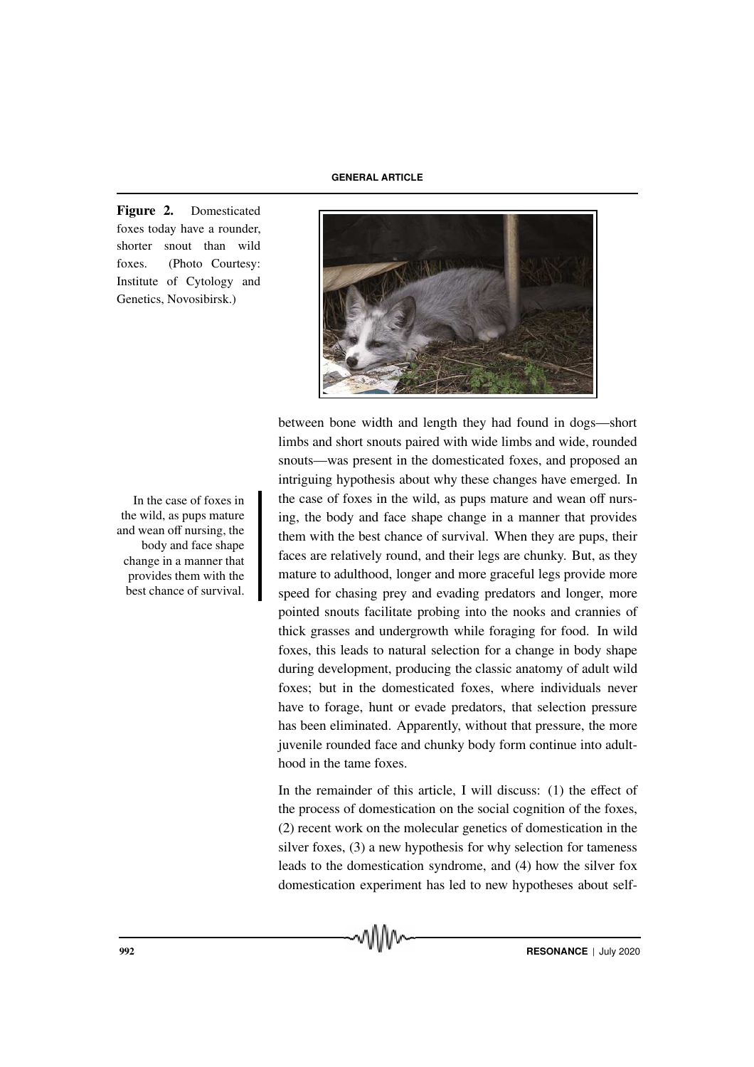**Figure 2.** Domesticated foxes today have a rounder, shorter snout than wild foxes. (Photo Courtesy: Institute of Cytology and Genetics, Novosibirsk.)

between bone width and length they had found in dogs—short limbs and short snouts paired with wide limbs and wide, rounded snouts—was present in the domesticated foxes, and proposed an intriguing hypothesis about why these changes have emerged. In the case of foxes in the wild, as pups mature and wean off nursing, the body and face shape change in a manner that provides them with the best chance of survival. When they are pups, their faces are relatively round, and their legs are chunky. But, as they mature to adulthood, longer and more graceful legs provide more speed for chasing prey and evading predators and longer, more pointed snouts facilitate probing into the nooks and crannies of thick grasses and undergrowth while foraging for food. In wild foxes, this leads to natural selection for a change in body shape during development, producing the classic anatomy of adult wild foxes; but in the domesticated foxes, where individuals never have to forage, hunt or evade predators, that selection pressure has been eliminated. Apparently, without that pressure, the more juvenile rounded face and chunky body form continue into adulthood in the tame foxes.

> In the case of foxes in the wild, as pups mature and wean off nursing, the body and face shape change in a manner that provides them with the best chance of survival.

In the remainder of this article, I will discuss: (1) the effect of the process of domestication on the social cognition of the foxes, (2) recent work on the molecular genetics of domestication in the silver foxes, (3) a new hypothesis for why selection for tameness leads to the domestication syndrome, and (4) how the silver fox domestication experiment has led to new hypotheses about self-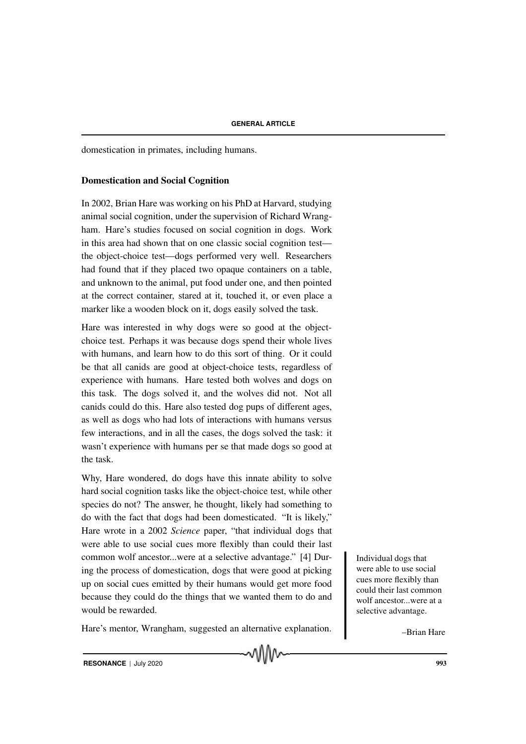domestication in primates, including humans.

### Domestication and Social Cognition

In 2002, Brian Hare was working on his PhD at Harvard, studying animal social cognition, under the supervision of Richard Wrangham. Hare's studies focused on social cognition in dogs. Work in this area had shown that on one classic social cognition test—the object-choice test—dogs performed very well. Researchers had found that if they placed two opaque containers on a table, and unknown to the animal, put food under one, and then pointed at the correct container, stared at it, touched it, or even place a marker like a wooden block on it, dogs easily solved the task.

Hare was interested in why dogs were so good at the object-choice test. Perhaps it was because dogs spend their whole lives with humans, and learn how to do this sort of thing. Or it could be that all canids are good at object-choice tests, regardless of experience with humans. Hare tested both wolves and dogs on this task. The dogs solved it, and the wolves did not. Not all canids could do this. Hare also tested dog pups of different ages, as well as dogs who had lots of interactions with humans versus few interactions, and in all the cases, the dogs solved the task: it wasn't experience with humans per se that made dogs so good at the task.

Why, Hare wondered, do dogs have this innate ability to solve hard social cognition tasks like the object-choice test, while other species do not? The answer, he thought, likely had something to do with the fact that dogs had been domesticated. "It is likely," Hare wrote in a 2002 *Science* paper, "that individual dogs that were able to use social cues more flexibly than could their last common wolf ancestor...were at a selective advantage." [4] During the process of domestication, dogs that were good at picking up on social cues emitted by their humans would get more food because they could do the things that we wanted them to do and would be rewarded.

> Individual dogs that were able to use social cues more flexibly than could their last common wolf ancestor...were at a selective advantage.
>
> –Brian Hare

Hare's mentor, Wrangham, suggested an alternative explanation.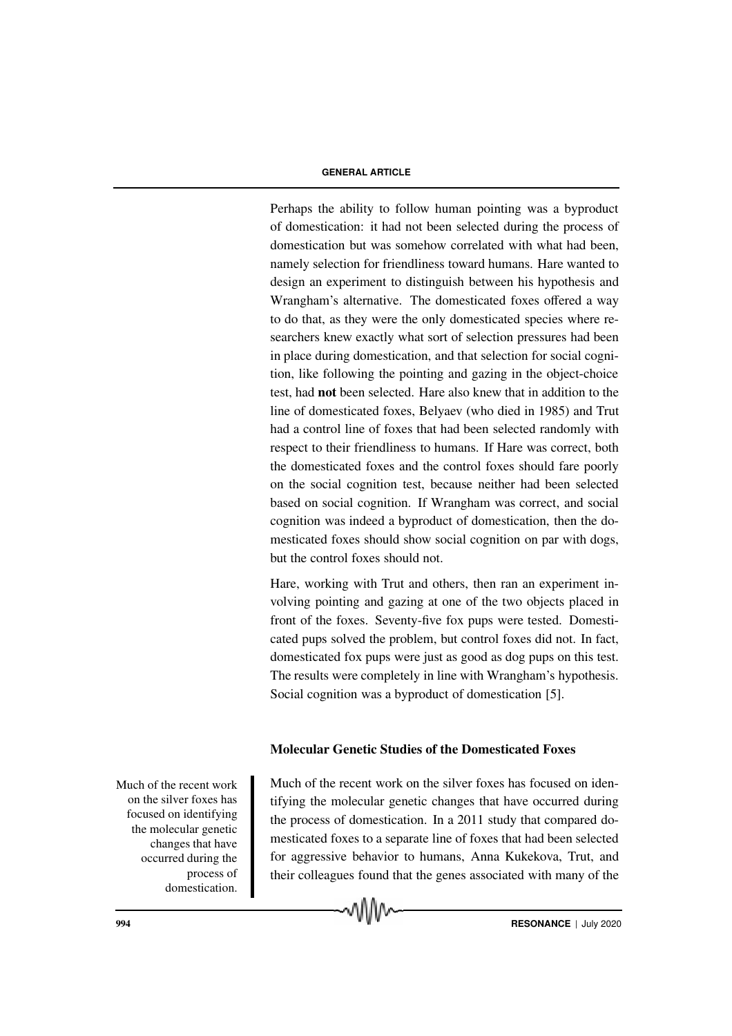Perhaps the ability to follow human pointing was a byproduct of domestication: it had not been selected during the process of domestication but was somehow correlated with what had been, namely selection for friendliness toward humans. Hare wanted to design an experiment to distinguish between his hypothesis and Wrangham's alternative. The domesticated foxes offered a way to do that, as they were the only domesticated species where researchers knew exactly what sort of selection pressures had been in place during domestication, and that selection for social cognition, like following the pointing and gazing in the object-choice test, had **not** been selected. Hare also knew that in addition to the line of domesticated foxes, Belyaev (who died in 1985) and Trut had a control line of foxes that had been selected randomly with respect to their friendliness to humans. If Hare was correct, both the domesticated foxes and the control foxes should fare poorly on the social cognition test, because neither had been selected based on social cognition. If Wrangham was correct, and social cognition was indeed a byproduct of domestication, then the domesticated foxes should show social cognition on par with dogs, but the control foxes should not.

Hare, working with Trut and others, then ran an experiment involving pointing and gazing at one of the two objects placed in front of the foxes. Seventy-five fox pups were tested. Domesticated pups solved the problem, but control foxes did not. In fact, domesticated fox pups were just as good as dog pups on this test. The results were completely in line with Wrangham's hypothesis. Social cognition was a byproduct of domestication [5].

### Molecular Genetic Studies of the Domesticated Foxes

Much of the recent work on the silver foxes has focused on identifying the molecular genetic changes that have occurred during the process of domestication.

Much of the recent work on the silver foxes has focused on identifying the molecular genetic changes that have occurred during the process of domestication. In a 2011 study that compared domesticated foxes to a separate line of foxes that had been selected for aggressive behavior to humans, Anna Kukekova, Trut, and their colleagues found that the genes associated with many of the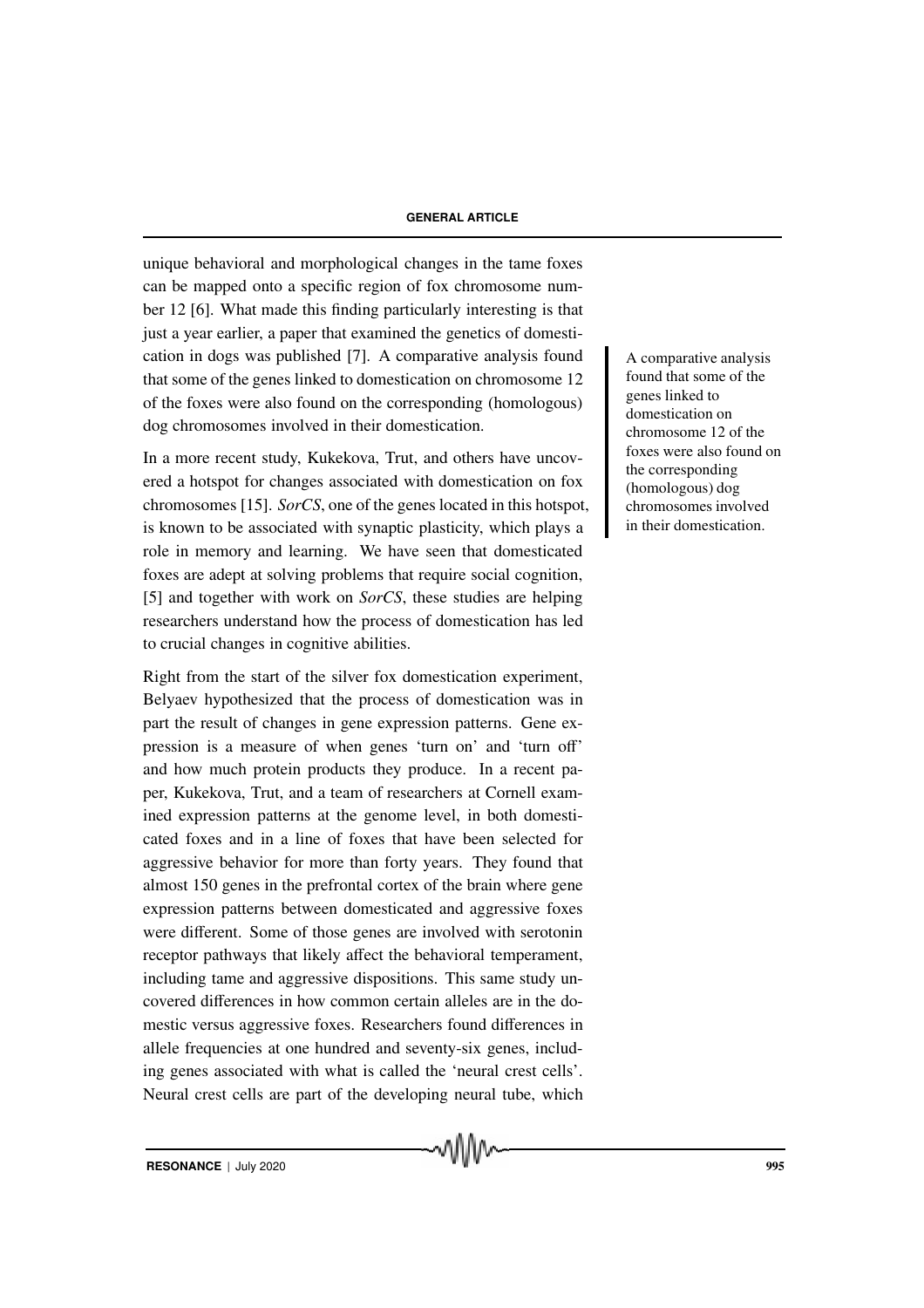unique behavioral and morphological changes in the tame foxes can be mapped onto a specific region of fox chromosome number 12 [6]. What made this finding particularly interesting is that just a year earlier, a paper that examined the genetics of domestication in dogs was published [7]. A comparative analysis found that some of the genes linked to domestication on chromosome 12 of the foxes were also found on the corresponding (homologous) dog chromosomes involved in their domestication.

A comparative analysis found that some of the genes linked to domestication on chromosome 12 of the foxes were also found on the corresponding (homologous) dog chromosomes involved in their domestication.

In a more recent study, Kukekova, Trut, and others have uncovered a hotspot for changes associated with domestication on fox chromosomes [15]. *SorCS*, one of the genes located in this hotspot, is known to be associated with synaptic plasticity, which plays a role in memory and learning. We have seen that domesticated foxes are adept at solving problems that require social cognition, [5] and together with work on *SorCS*, these studies are helping researchers understand how the process of domestication has led to crucial changes in cognitive abilities.

Right from the start of the silver fox domestication experiment, Belyaev hypothesized that the process of domestication was in part the result of changes in gene expression patterns. Gene expression is a measure of when genes 'turn on' and 'turn off' and how much protein products they produce. In a recent paper, Kukekova, Trut, and a team of researchers at Cornell examined expression patterns at the genome level, in both domesticated foxes and in a line of foxes that have been selected for aggressive behavior for more than forty years. They found that almost 150 genes in the prefrontal cortex of the brain where gene expression patterns between domesticated and aggressive foxes were different. Some of those genes are involved with serotonin receptor pathways that likely affect the behavioral temperament, including tame and aggressive dispositions. This same study uncovered differences in how common certain alleles are in the domestic versus aggressive foxes. Researchers found differences in allele frequencies at one hundred and seventy-six genes, including genes associated with what is called the 'neural crest cells'. Neural crest cells are part of the developing neural tube, which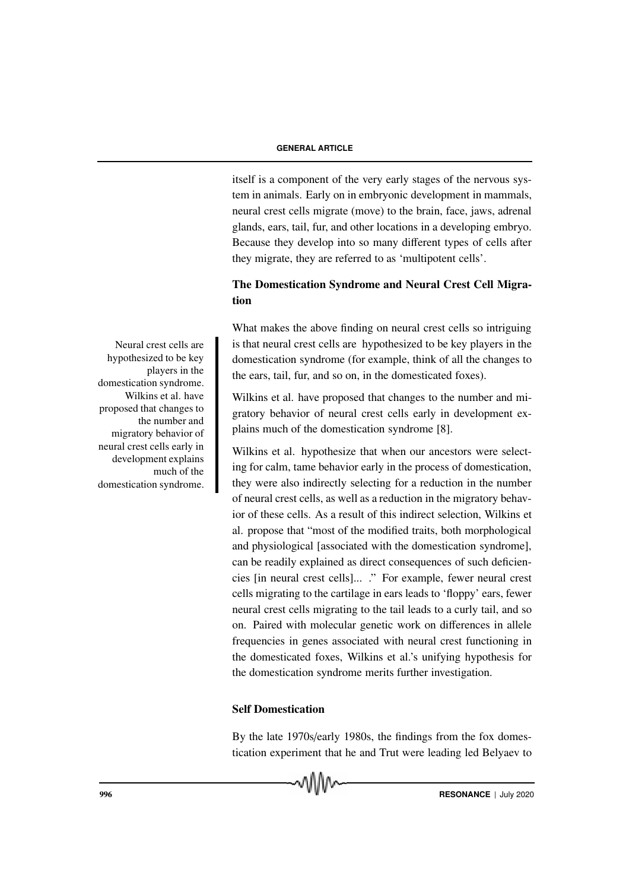itself is a component of the very early stages of the nervous system in animals. Early on in embryonic development in mammals, neural crest cells migrate (move) to the brain, face, jaws, adrenal glands, ears, tail, fur, and other locations in a developing embryo. Because they develop into so many different types of cells after they migrate, they are referred to as 'multipotent cells'.

## The Domestication Syndrome and Neural Crest Cell Migration

What makes the above finding on neural crest cells so intriguing is that neural crest cells are hypothesized to be key players in the domestication syndrome (for example, think of all the changes to the ears, tail, fur, and so on, in the domesticated foxes).

Neural crest cells are hypothesized to be key players in the domestication syndrome. Wilkins et al. have proposed that changes to the number and migratory behavior of neural crest cells early in development explains much of the domestication syndrome.

Wilkins et al. have proposed that changes to the number and migratory behavior of neural crest cells early in development explains much of the domestication syndrome [8].

Wilkins et al. hypothesize that when our ancestors were selecting for calm, tame behavior early in the process of domestication, they were also indirectly selecting for a reduction in the number of neural crest cells, as well as a reduction in the migratory behavior of these cells. As a result of this indirect selection, Wilkins et al. propose that "most of the modified traits, both morphological and physiological [associated with the domestication syndrome], can be readily explained as direct consequences of such deficiencies [in neural crest cells]... ." For example, fewer neural crest cells migrating to the cartilage in ears leads to 'floppy' ears, fewer neural crest cells migrating to the tail leads to a curly tail, and so on. Paired with molecular genetic work on differences in allele frequencies in genes associated with neural crest functioning in the domesticated foxes, Wilkins et al.'s unifying hypothesis for the domestication syndrome merits further investigation.

## Self Domestication

By the late 1970s/early 1980s, the findings from the fox domestication experiment that he and Trut were leading led Belyaev to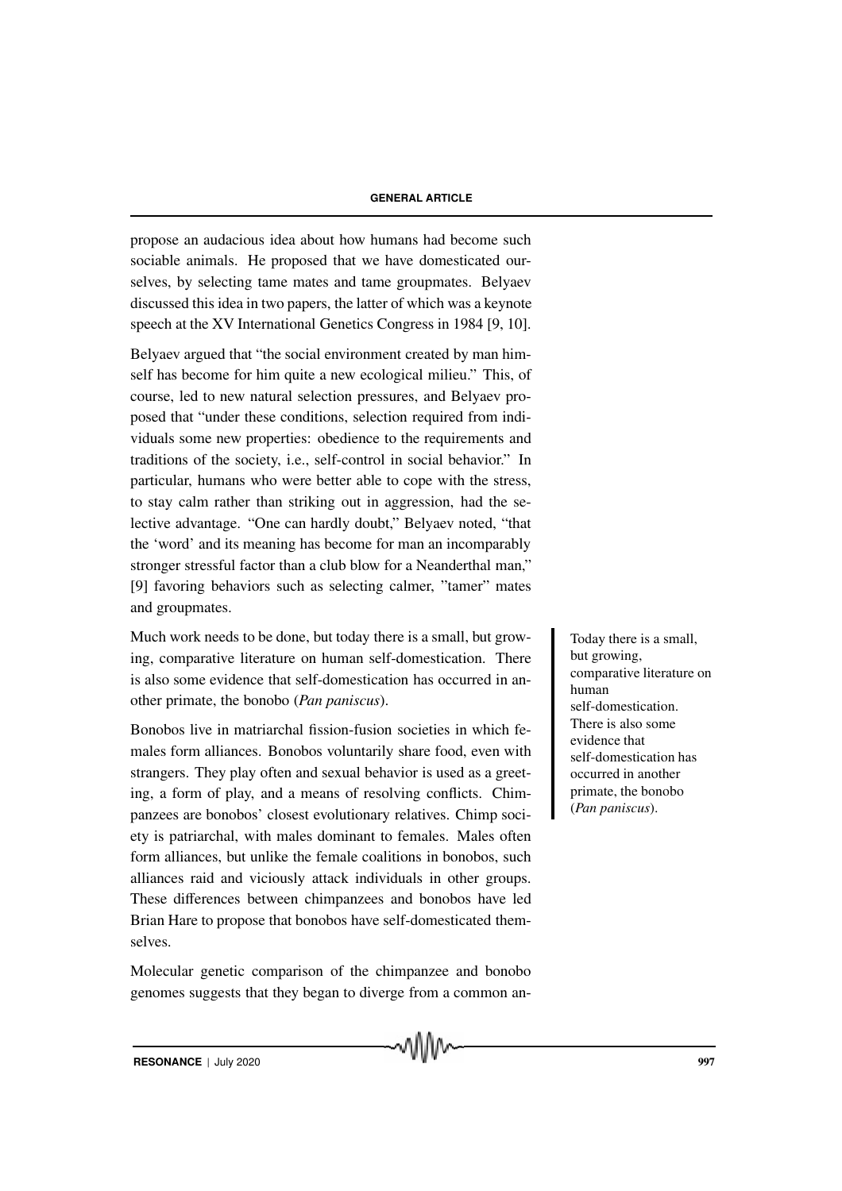propose an audacious idea about how humans had become such sociable animals. He proposed that we have domesticated ourselves, by selecting tame mates and tame groupmates. Belyaev discussed this idea in two papers, the latter of which was a keynote speech at the XV International Genetics Congress in 1984 [9, 10].

Belyaev argued that "the social environment created by man himself has become for him quite a new ecological milieu." This, of course, led to new natural selection pressures, and Belyaev proposed that "under these conditions, selection required from individuals some new properties: obedience to the requirements and traditions of the society, i.e., self-control in social behavior." In particular, humans who were better able to cope with the stress, to stay calm rather than striking out in aggression, had the selective advantage. "One can hardly doubt," Belyaev noted, "that the 'word' and its meaning has become for man an incomparably stronger stressful factor than a club blow for a Neanderthal man," [9] favoring behaviors such as selecting calmer, "tamer" mates and groupmates.

Much work needs to be done, but today there is a small, but growing, comparative literature on human self-domestication. There is also some evidence that self-domestication has occurred in another primate, the bonobo (*Pan paniscus*).

> Today there is a small, but growing, comparative literature on human self-domestication. There is also some evidence that self-domestication has occurred in another primate, the bonobo (*Pan paniscus*).

Bonobos live in matriarchal fission-fusion societies in which females form alliances. Bonobos voluntarily share food, even with strangers. They play often and sexual behavior is used as a greeting, a form of play, and a means of resolving conflicts. Chimpanzees are bonobos' closest evolutionary relatives. Chimp society is patriarchal, with males dominant to females. Males often form alliances, but unlike the female coalitions in bonobos, such alliances raid and viciously attack individuals in other groups. These differences between chimpanzees and bonobos have led Brian Hare to propose that bonobos have self-domesticated themselves.

Molecular genetic comparison of the chimpanzee and bonobo genomes suggests that they began to diverge from a common an-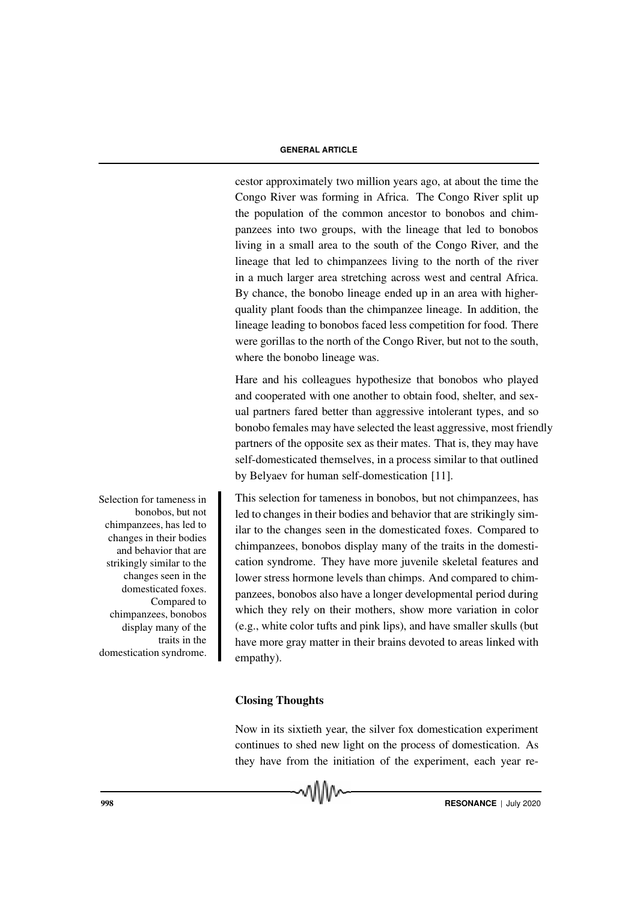cestor approximately two million years ago, at about the time the Congo River was forming in Africa. The Congo River split up the population of the common ancestor to bonobos and chimpanzees into two groups, with the lineage that led to bonobos living in a small area to the south of the Congo River, and the lineage that led to chimpanzees living to the north of the river in a much larger area stretching across west and central Africa. By chance, the bonobo lineage ended up in an area with higher-quality plant foods than the chimpanzee lineage. In addition, the lineage leading to bonobos faced less competition for food. There were gorillas to the north of the Congo River, but not to the south, where the bonobo lineage was.

Hare and his colleagues hypothesize that bonobos who played and cooperated with one another to obtain food, shelter, and sexual partners fared better than aggressive intolerant types, and so bonobo females may have selected the least aggressive, most friendly partners of the opposite sex as their mates. That is, they may have self-domesticated themselves, in a process similar to that outlined by Belyaev for human self-domestication [11].

> Selection for tameness in bonobos, but not chimpanzees, has led to changes in their bodies and behavior that are strikingly similar to the changes seen in the domesticated foxes. Compared to chimpanzees, bonobos display many of the traits in the domestication syndrome.

This selection for tameness in bonobos, but not chimpanzees, has led to changes in their bodies and behavior that are strikingly similar to the changes seen in the domesticated foxes. Compared to chimpanzees, bonobos display many of the traits in the domestication syndrome. They have more juvenile skeletal features and lower stress hormone levels than chimps. And compared to chimpanzees, bonobos also have a longer developmental period during which they rely on their mothers, show more variation in color (e.g., white color tufts and pink lips), and have smaller skulls (but have more gray matter in their brains devoted to areas linked with empathy).

## Closing Thoughts

Now in its sixtieth year, the silver fox domestication experiment continues to shed new light on the process of domestication. As they have from the initiation of the experiment, each year re-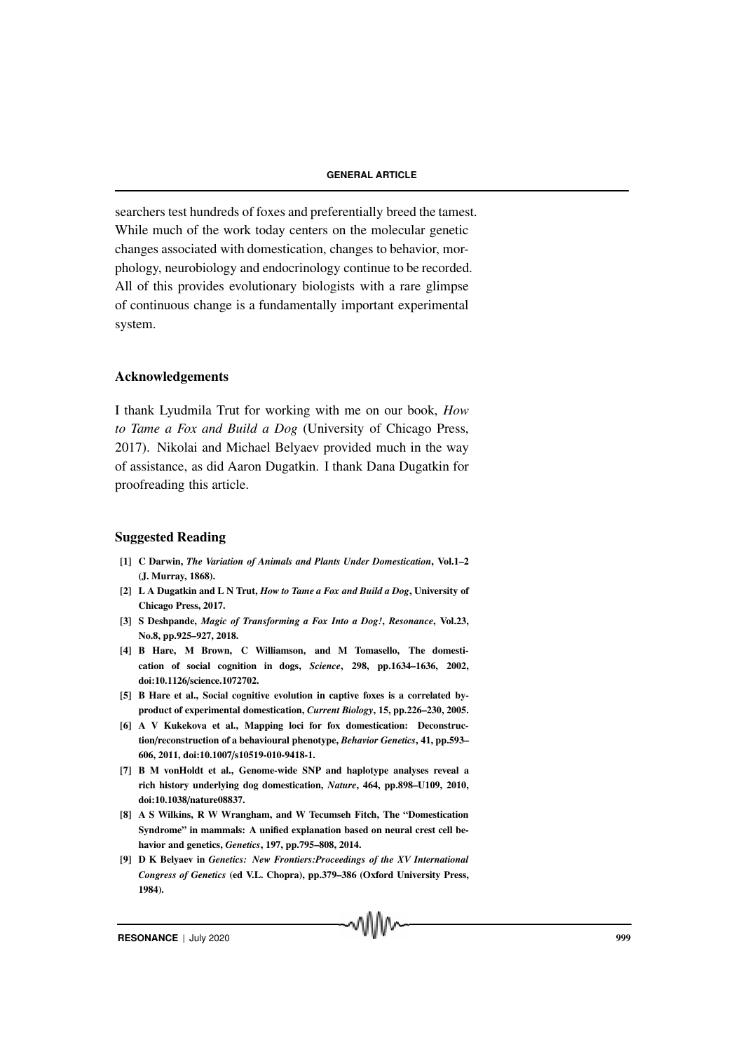searchers test hundreds of foxes and preferentially breed the tamest. While much of the work today centers on the molecular genetic changes associated with domestication, changes to behavior, morphology, neurobiology and endocrinology continue to be recorded. All of this provides evolutionary biologists with a rare glimpse of continuous change is a fundamentally important experimental system.

## Acknowledgements

I thank Lyudmila Trut for working with me on our book, *How to Tame a Fox and Build a Dog* (University of Chicago Press, 2017). Nikolai and Michael Belyaev provided much in the way of assistance, as did Aaron Dugatkin. I thank Dana Dugatkin for proofreading this article.

## Suggested Reading

**[1] C Darwin, *The Variation of Animals and Plants Under Domestication*, Vol.1–2 (J. Murray, 1868).**

**[2] L A Dugatkin and L N Trut, *How to Tame a Fox and Build a Dog*, University of Chicago Press, 2017.**

**[3] S Deshpande, *Magic of Transforming a Fox Into a Dog!*, *Resonance*, Vol.23, No.8, pp.925–927, 2018.**

**[4] B Hare, M Brown, C Williamson, and M Tomasello, The domestication of social cognition in dogs, *Science*, 298, pp.1634–1636, 2002, doi:10.1126/science.1072702.**

**[5] B Hare et al., Social cognitive evolution in captive foxes is a correlated byproduct of experimental domestication, *Current Biology*, 15, pp.226–230, 2005.**

**[6] A V Kukekova et al., Mapping loci for fox domestication: Deconstruction/reconstruction of a behavioural phenotype, *Behavior Genetics*, 41, pp.593–606, 2011, doi:10.1007/s10519-010-9418-1.**

**[7] B M vonHoldt et al., Genome-wide SNP and haplotype analyses reveal a rich history underlying dog domestication, *Nature*, 464, pp.898–U109, 2010, doi:10.1038/nature08837.**

**[8] A S Wilkins, R W Wrangham, and W Tecumseh Fitch, The "Domestication Syndrome" in mammals: A unified explanation based on neural crest cell behavior and genetics, *Genetics*, 197, pp.795–808, 2014.**

**[9] D K Belyaev in *Genetics: New Frontiers:Proceedings of the XV International Congress of Genetics* (ed V.L. Chopra), pp.379–386 (Oxford University Press, 1984).**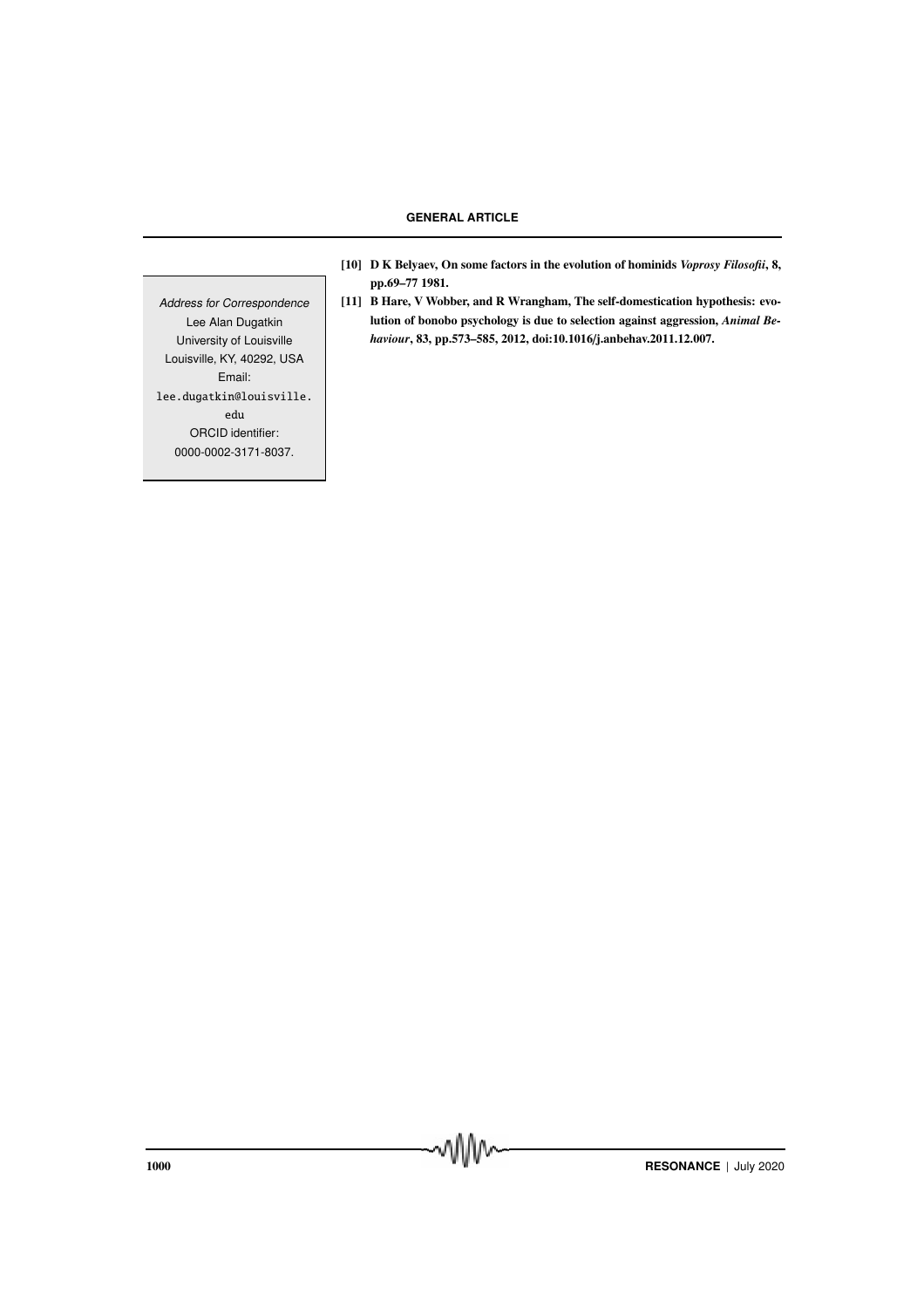**[10] D K Belyaev, On some factors in the evolution of hominids *Voprosy Filosofii*, 8, pp.69–77 1981.**

**[11] B Hare, V Wobber, and R Wrangham, The self-domestication hypothesis: evolution of bonobo psychology is due to selection against aggression, *Animal Behaviour*, 83, pp.573–585, 2012, doi:10.1016/j.anbehav.2011.12.007.**

*Address for Correspondence*
Lee Alan Dugatkin
University of Louisville
Louisville, KY, 40292, USA
Email:
lee.dugatkin@louisville.edu
ORCID identifier:
0000-0002-3171-8037.